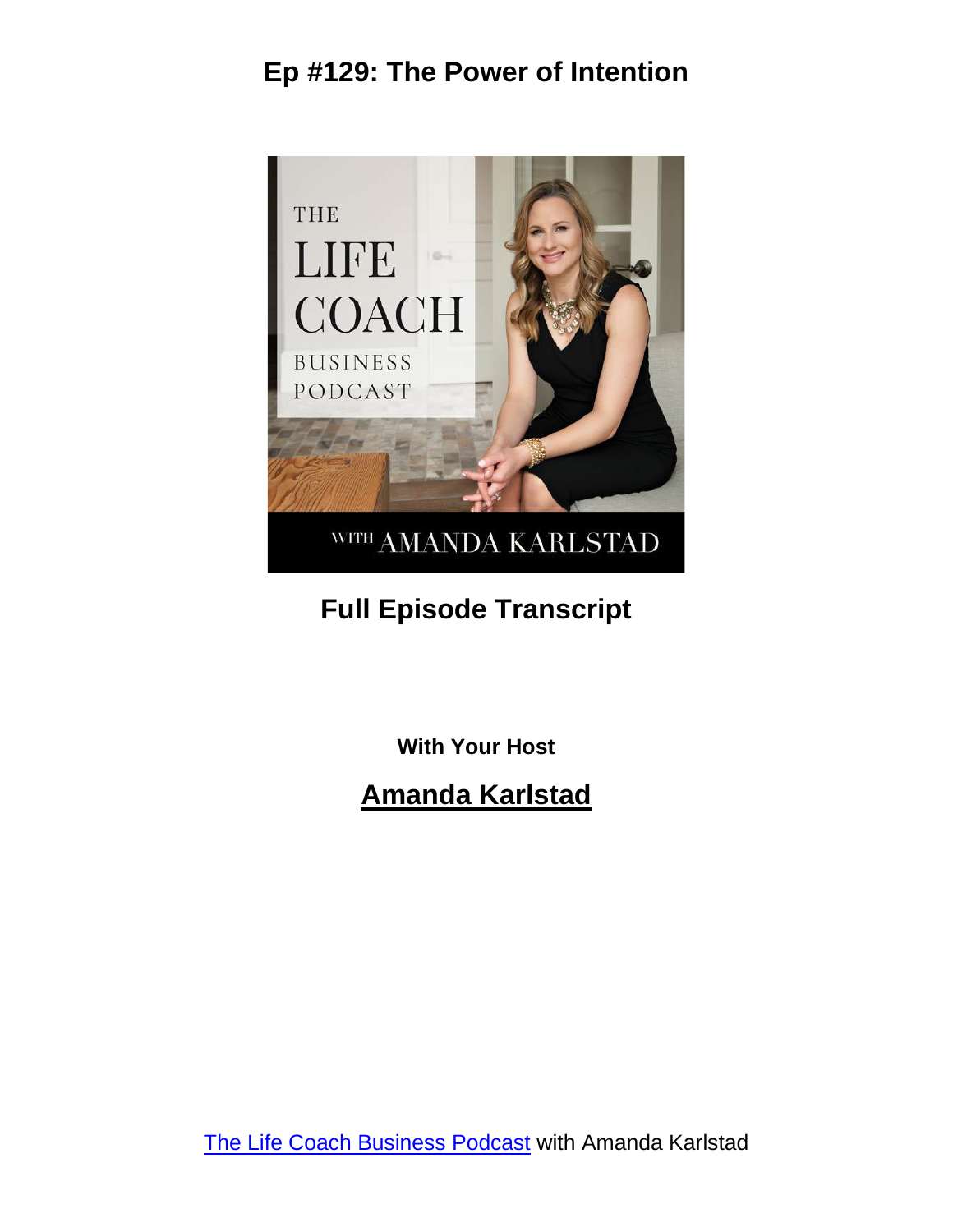# Ep #129: The Power of Intention

## Full Episode Transcript

**With Your Host**

## Amanda Karlstad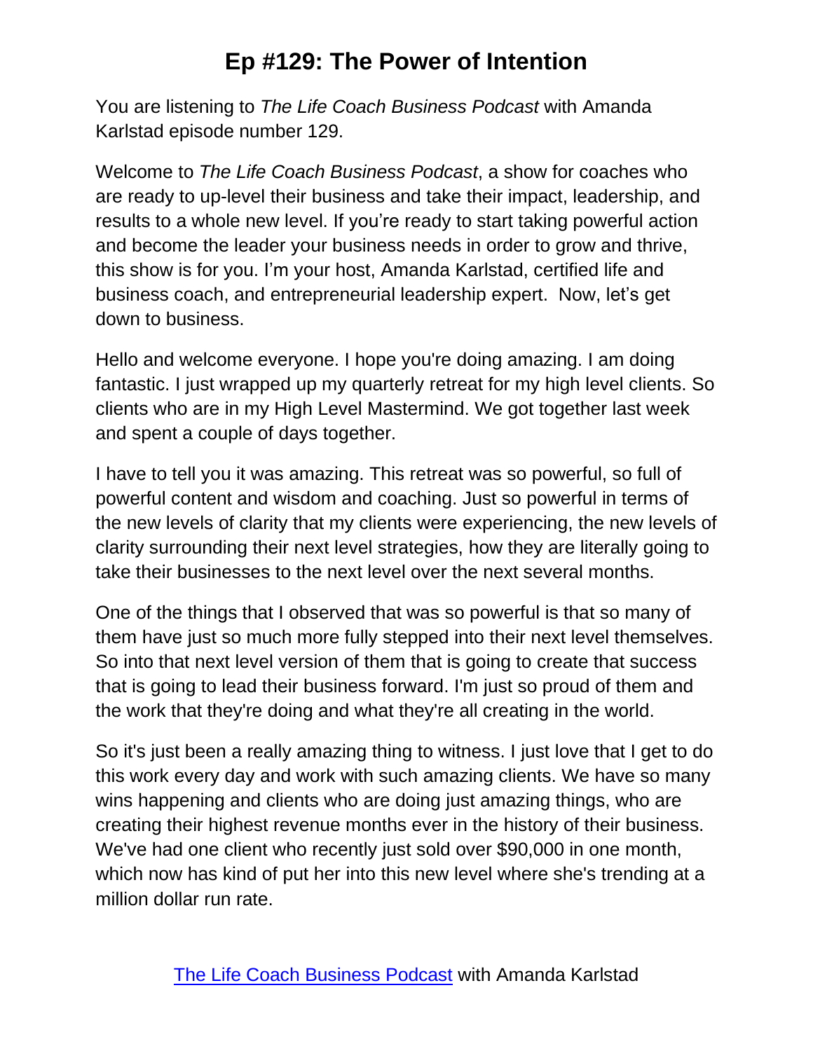# Ep #129: The Power of Intention

You are listening to *The Life Coach Business Podcast* with Amanda Karlstad episode number 129.

Welcome to *The Life Coach Business Podcast*, a show for coaches who are ready to up-level their business and take their impact, leadership, and results to a whole new level. If you're ready to start taking powerful action and become the leader your business needs in order to grow and thrive, this show is for you. I'm your host, Amanda Karlstad, certified life and business coach, and entrepreneurial leadership expert. Now, let's get down to business.

Hello and welcome everyone. I hope you're doing amazing. I am doing fantastic. I just wrapped up my quarterly retreat for my high level clients. So clients who are in my High Level Mastermind. We got together last week and spent a couple of days together.

I have to tell you it was amazing. This retreat was so powerful, so full of powerful content and wisdom and coaching. Just so powerful in terms of the new levels of clarity that my clients were experiencing, the new levels of clarity surrounding their next level strategies, how they are literally going to take their businesses to the next level over the next several months.

One of the things that I observed that was so powerful is that so many of them have just so much more fully stepped into their next level themselves. So into that next level version of them that is going to create that success that is going to lead their business forward. I'm just so proud of them and the work that they're doing and what they're all creating in the world.

So it's just been a really amazing thing to witness. I just love that I get to do this work every day and work with such amazing clients. We have so many wins happening and clients who are doing just amazing things, who are creating their highest revenue months ever in the history of their business. We've had one client who recently just sold over $90,000 in one month, which now has kind of put her into this new level where she's trending at a million dollar run rate.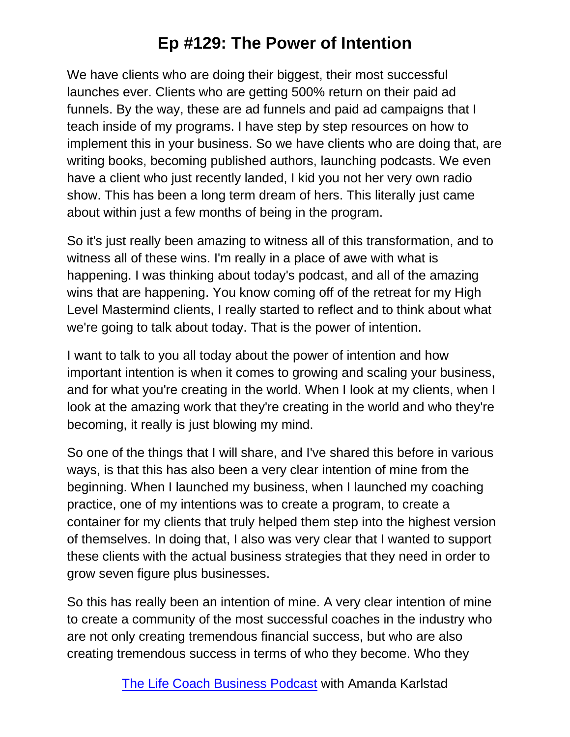We have clients who are doing their biggest, their most successful launches ever. Clients who are getting 500% return on their paid ad funnels. By the way, these are ad funnels and paid ad campaigns that I teach inside of my programs. I have step by step resources on how to implement this in your business. So we have clients who are doing that, are writing books, becoming published authors, launching podcasts. We even have a client who just recently landed, I kid you not her very own radio show. This has been a long term dream of hers. This literally just came about within just a few months of being in the program.

So it's just really been amazing to witness all of this transformation, and to witness all of these wins. I'm really in a place of awe with what is happening. I was thinking about today's podcast, and all of the amazing wins that are happening. You know coming off of the retreat for my High Level Mastermind clients, I really started to reflect and to think about what we're going to talk about today. That is the power of intention.

I want to talk to you all today about the power of intention and how important intention is when it comes to growing and scaling your business, and for what you're creating in the world. When I look at my clients, when I look at the amazing work that they're creating in the world and who they're becoming, it really is just blowing my mind.

So one of the things that I will share, and I've shared this before in various ways, is that this has also been a very clear intention of mine from the beginning. When I launched my business, when I launched my coaching practice, one of my intentions was to create a program, to create a container for my clients that truly helped them step into the highest version of themselves. In doing that, I also was very clear that I wanted to support these clients with the actual business strategies that they need in order to grow seven figure plus businesses.

So this has really been an intention of mine. A very clear intention of mine to create a community of the most successful coaches in the industry who are not only creating tremendous financial success, but who are also creating tremendous success in terms of who they become. Who they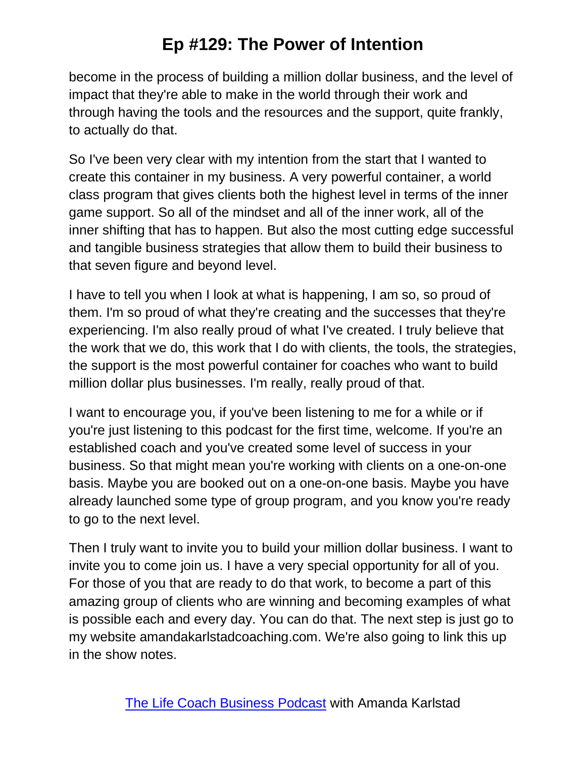become in the process of building a million dollar business, and the level of impact that they're able to make in the world through their work and through having the tools and the resources and the support, quite frankly, to actually do that.

So I've been very clear with my intention from the start that I wanted to create this container in my business. A very powerful container, a world class program that gives clients both the highest level in terms of the inner game support. So all of the mindset and all of the inner work, all of the inner shifting that has to happen. But also the most cutting edge successful and tangible business strategies that allow them to build their business to that seven figure and beyond level.

I have to tell you when I look at what is happening, I am so, so proud of them. I'm so proud of what they're creating and the successes that they're experiencing. I'm also really proud of what I've created. I truly believe that the work that we do, this work that I do with clients, the tools, the strategies, the support is the most powerful container for coaches who want to build million dollar plus businesses. I'm really, really proud of that.

I want to encourage you, if you've been listening to me for a while or if you're just listening to this podcast for the first time, welcome. If you're an established coach and you've created some level of success in your business. So that might mean you're working with clients on a one-on-one basis. Maybe you are booked out on a one-on-one basis. Maybe you have already launched some type of group program, and you know you're ready to go to the next level.

Then I truly want to invite you to build your million dollar business. I want to invite you to come join us. I have a very special opportunity for all of you. For those of you that are ready to do that work, to become a part of this amazing group of clients who are winning and becoming examples of what is possible each and every day. You can do that. The next step is just go to my website amandakarlstadcoaching.com. We're also going to link this up in the show notes.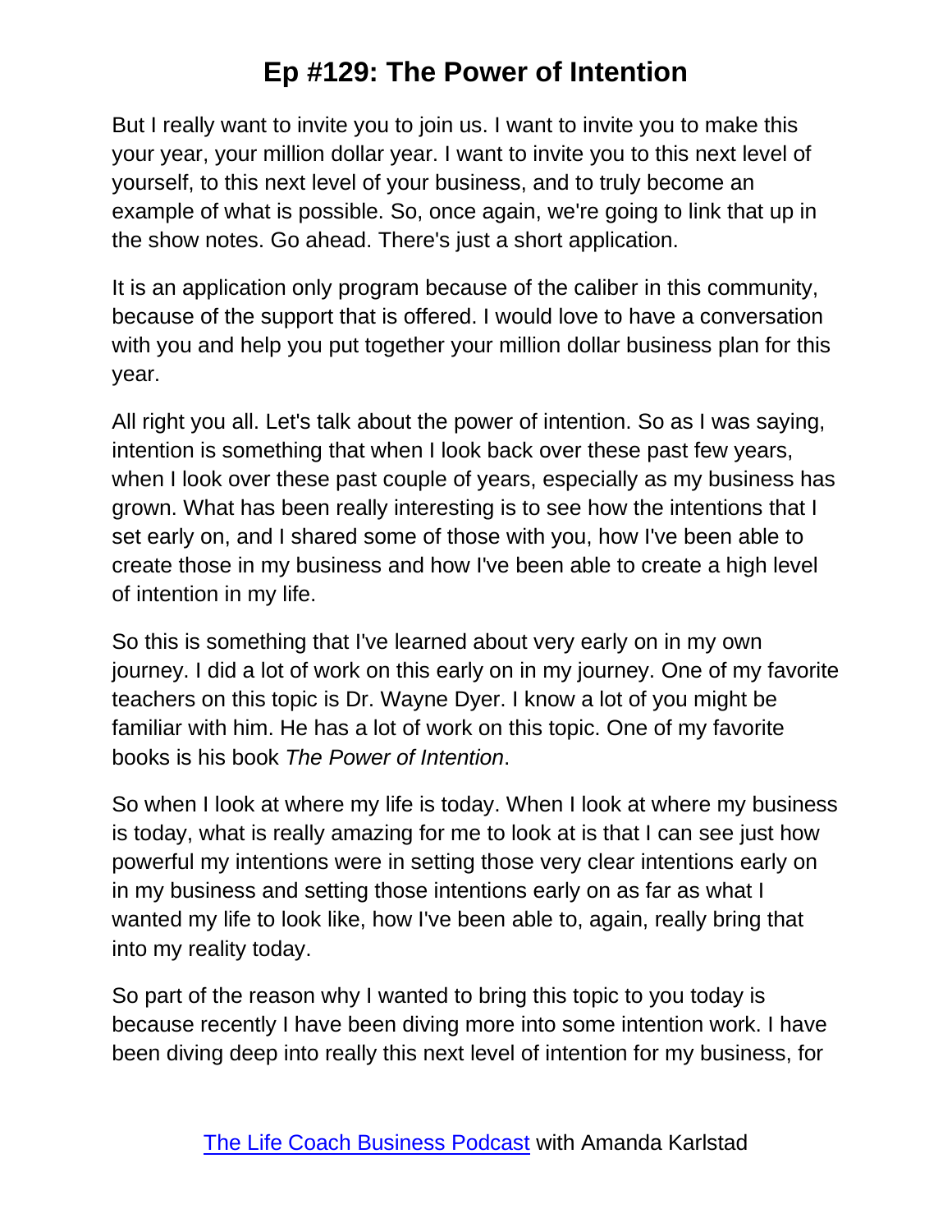But I really want to invite you to join us. I want to invite you to make this your year, your million dollar year. I want to invite you to this next level of yourself, to this next level of your business, and to truly become an example of what is possible. So, once again, we're going to link that up in the show notes. Go ahead. There's just a short application.

It is an application only program because of the caliber in this community, because of the support that is offered. I would love to have a conversation with you and help you put together your million dollar business plan for this year.

All right you all. Let's talk about the power of intention. So as I was saying, intention is something that when I look back over these past few years, when I look over these past couple of years, especially as my business has grown. What has been really interesting is to see how the intentions that I set early on, and I shared some of those with you, how I've been able to create those in my business and how I've been able to create a high level of intention in my life.

So this is something that I've learned about very early on in my own journey. I did a lot of work on this early on in my journey. One of my favorite teachers on this topic is Dr. Wayne Dyer. I know a lot of you might be familiar with him. He has a lot of work on this topic. One of my favorite books is his book *The Power of Intention*.

So when I look at where my life is today. When I look at where my business is today, what is really amazing for me to look at is that I can see just how powerful my intentions were in setting those very clear intentions early on in my business and setting those intentions early on as far as what I wanted my life to look like, how I've been able to, again, really bring that into my reality today.

So part of the reason why I wanted to bring this topic to you today is because recently I have been diving more into some intention work. I have been diving deep into really this next level of intention for my business, for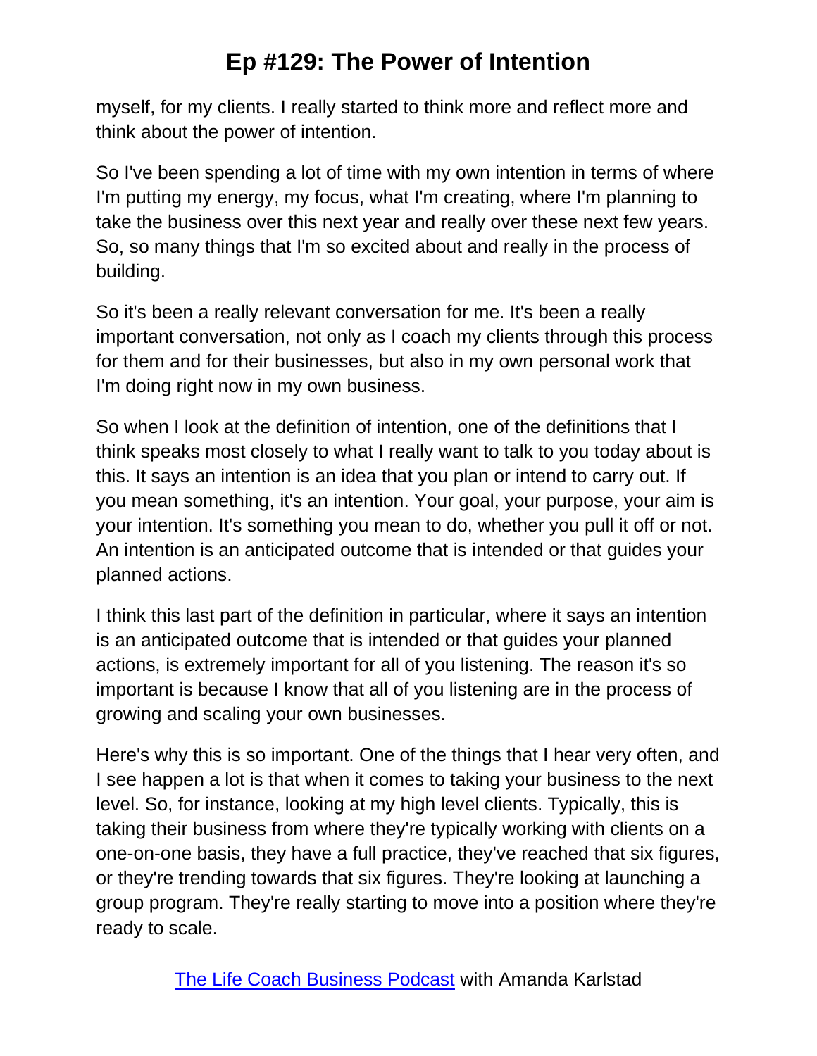myself, for my clients. I really started to think more and reflect more and think about the power of intention.

So I've been spending a lot of time with my own intention in terms of where I'm putting my energy, my focus, what I'm creating, where I'm planning to take the business over this next year and really over these next few years. So, so many things that I'm so excited about and really in the process of building.

So it's been a really relevant conversation for me. It's been a really important conversation, not only as I coach my clients through this process for them and for their businesses, but also in my own personal work that I'm doing right now in my own business.

So when I look at the definition of intention, one of the definitions that I think speaks most closely to what I really want to talk to you today about is this. It says an intention is an idea that you plan or intend to carry out. If you mean something, it's an intention. Your goal, your purpose, your aim is your intention. It's something you mean to do, whether you pull it off or not. An intention is an anticipated outcome that is intended or that guides your planned actions.

I think this last part of the definition in particular, where it says an intention is an anticipated outcome that is intended or that guides your planned actions, is extremely important for all of you listening. The reason it's so important is because I know that all of you listening are in the process of growing and scaling your own businesses.

Here's why this is so important. One of the things that I hear very often, and I see happen a lot is that when it comes to taking your business to the next level. So, for instance, looking at my high level clients. Typically, this is taking their business from where they're typically working with clients on a one-on-one basis, they have a full practice, they've reached that six figures, or they're trending towards that six figures. They're looking at launching a group program. They're really starting to move into a position where they're ready to scale.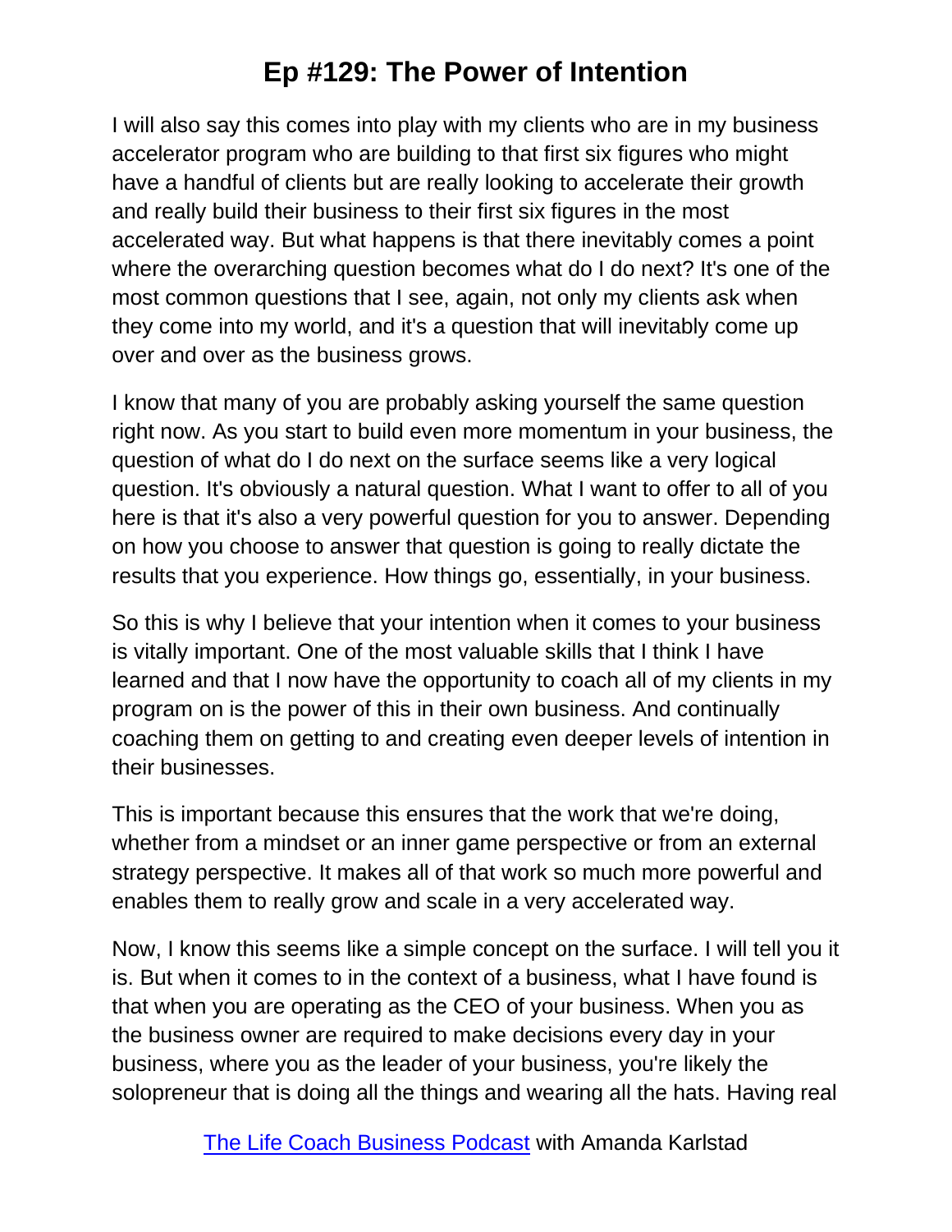I will also say this comes into play with my clients who are in my business accelerator program who are building to that first six figures who might have a handful of clients but are really looking to accelerate their growth and really build their business to their first six figures in the most accelerated way. But what happens is that there inevitably comes a point where the overarching question becomes what do I do next? It's one of the most common questions that I see, again, not only my clients ask when they come into my world, and it's a question that will inevitably come up over and over as the business grows.

I know that many of you are probably asking yourself the same question right now. As you start to build even more momentum in your business, the question of what do I do next on the surface seems like a very logical question. It's obviously a natural question. What I want to offer to all of you here is that it's also a very powerful question for you to answer. Depending on how you choose to answer that question is going to really dictate the results that you experience. How things go, essentially, in your business.

So this is why I believe that your intention when it comes to your business is vitally important. One of the most valuable skills that I think I have learned and that I now have the opportunity to coach all of my clients in my program on is the power of this in their own business. And continually coaching them on getting to and creating even deeper levels of intention in their businesses.

This is important because this ensures that the work that we're doing, whether from a mindset or an inner game perspective or from an external strategy perspective. It makes all of that work so much more powerful and enables them to really grow and scale in a very accelerated way.

Now, I know this seems like a simple concept on the surface. I will tell you it is. But when it comes to in the context of a business, what I have found is that when you are operating as the CEO of your business. When you as the business owner are required to make decisions every day in your business, where you as the leader of your business, you're likely the solopreneur that is doing all the things and wearing all the hats. Having real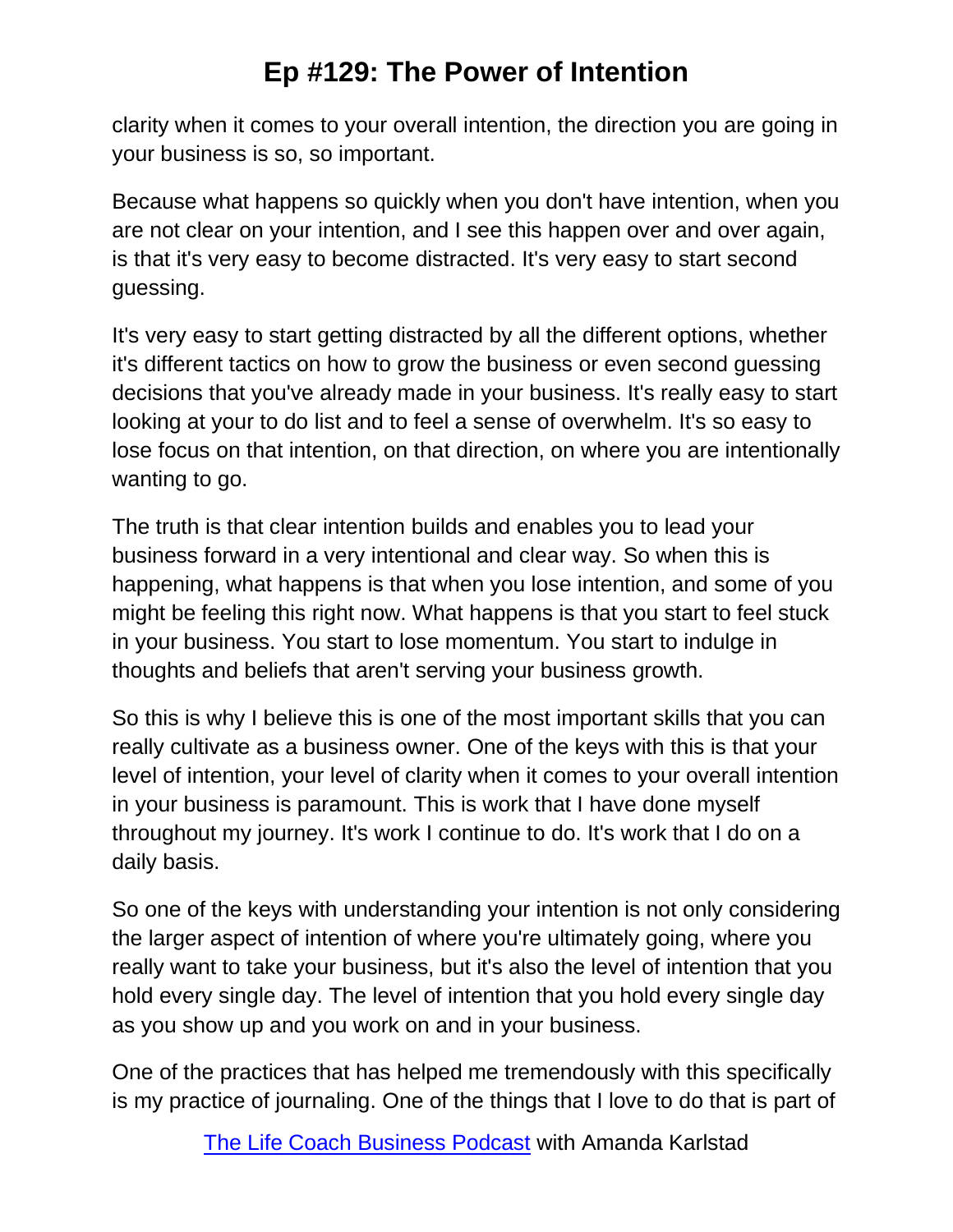clarity when it comes to your overall intention, the direction you are going in your business is so, so important.

Because what happens so quickly when you don't have intention, when you are not clear on your intention, and I see this happen over and over again, is that it's very easy to become distracted. It's very easy to start second guessing.

It's very easy to start getting distracted by all the different options, whether it's different tactics on how to grow the business or even second guessing decisions that you've already made in your business. It's really easy to start looking at your to do list and to feel a sense of overwhelm. It's so easy to lose focus on that intention, on that direction, on where you are intentionally wanting to go.

The truth is that clear intention builds and enables you to lead your business forward in a very intentional and clear way. So when this is happening, what happens is that when you lose intention, and some of you might be feeling this right now. What happens is that you start to feel stuck in your business. You start to lose momentum. You start to indulge in thoughts and beliefs that aren't serving your business growth.

So this is why I believe this is one of the most important skills that you can really cultivate as a business owner. One of the keys with this is that your level of intention, your level of clarity when it comes to your overall intention in your business is paramount. This is work that I have done myself throughout my journey. It's work I continue to do. It's work that I do on a daily basis.

So one of the keys with understanding your intention is not only considering the larger aspect of intention of where you're ultimately going, where you really want to take your business, but it's also the level of intention that you hold every single day. The level of intention that you hold every single day as you show up and you work on and in your business.

One of the practices that has helped me tremendously with this specifically is my practice of journaling. One of the things that I love to do that is part of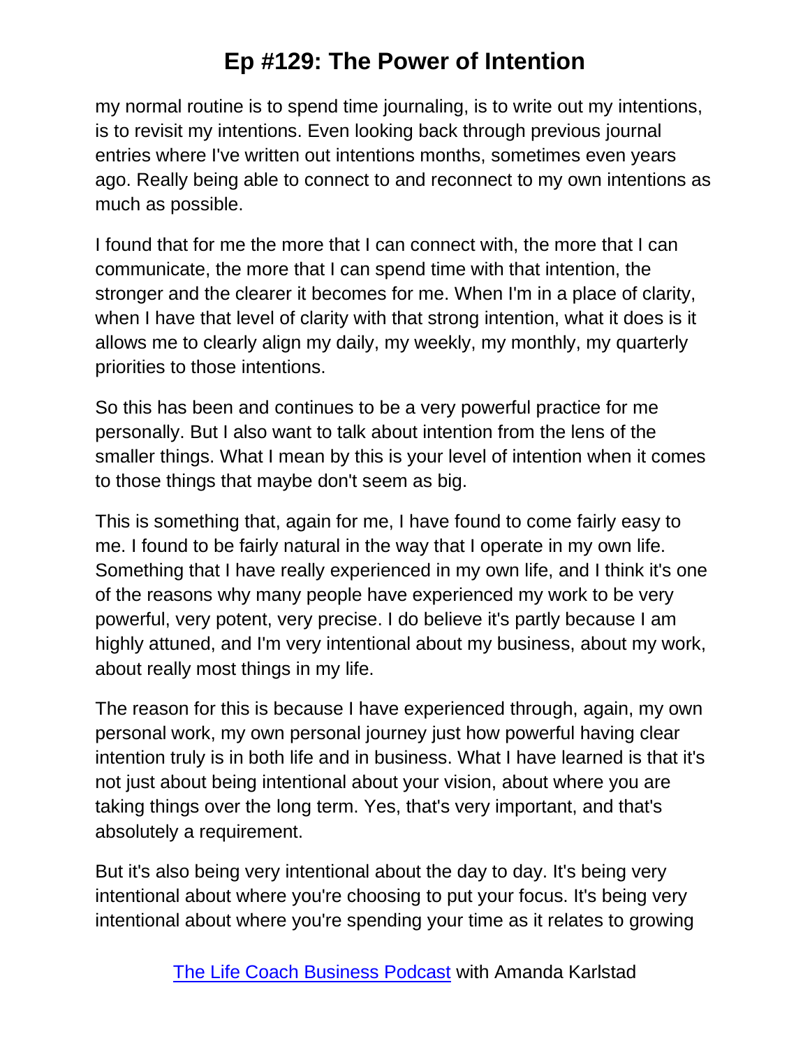my normal routine is to spend time journaling, is to write out my intentions, is to revisit my intentions. Even looking back through previous journal entries where I've written out intentions months, sometimes even years ago. Really being able to connect to and reconnect to my own intentions as much as possible.

I found that for me the more that I can connect with, the more that I can communicate, the more that I can spend time with that intention, the stronger and the clearer it becomes for me. When I'm in a place of clarity, when I have that level of clarity with that strong intention, what it does is it allows me to clearly align my daily, my weekly, my monthly, my quarterly priorities to those intentions.

So this has been and continues to be a very powerful practice for me personally. But I also want to talk about intention from the lens of the smaller things. What I mean by this is your level of intention when it comes to those things that maybe don't seem as big.

This is something that, again for me, I have found to come fairly easy to me. I found to be fairly natural in the way that I operate in my own life. Something that I have really experienced in my own life, and I think it's one of the reasons why many people have experienced my work to be very powerful, very potent, very precise. I do believe it's partly because I am highly attuned, and I'm very intentional about my business, about my work, about really most things in my life.

The reason for this is because I have experienced through, again, my own personal work, my own personal journey just how powerful having clear intention truly is in both life and in business. What I have learned is that it's not just about being intentional about your vision, about where you are taking things over the long term. Yes, that's very important, and that's absolutely a requirement.

But it's also being very intentional about the day to day. It's being very intentional about where you're choosing to put your focus. It's being very intentional about where you're spending your time as it relates to growing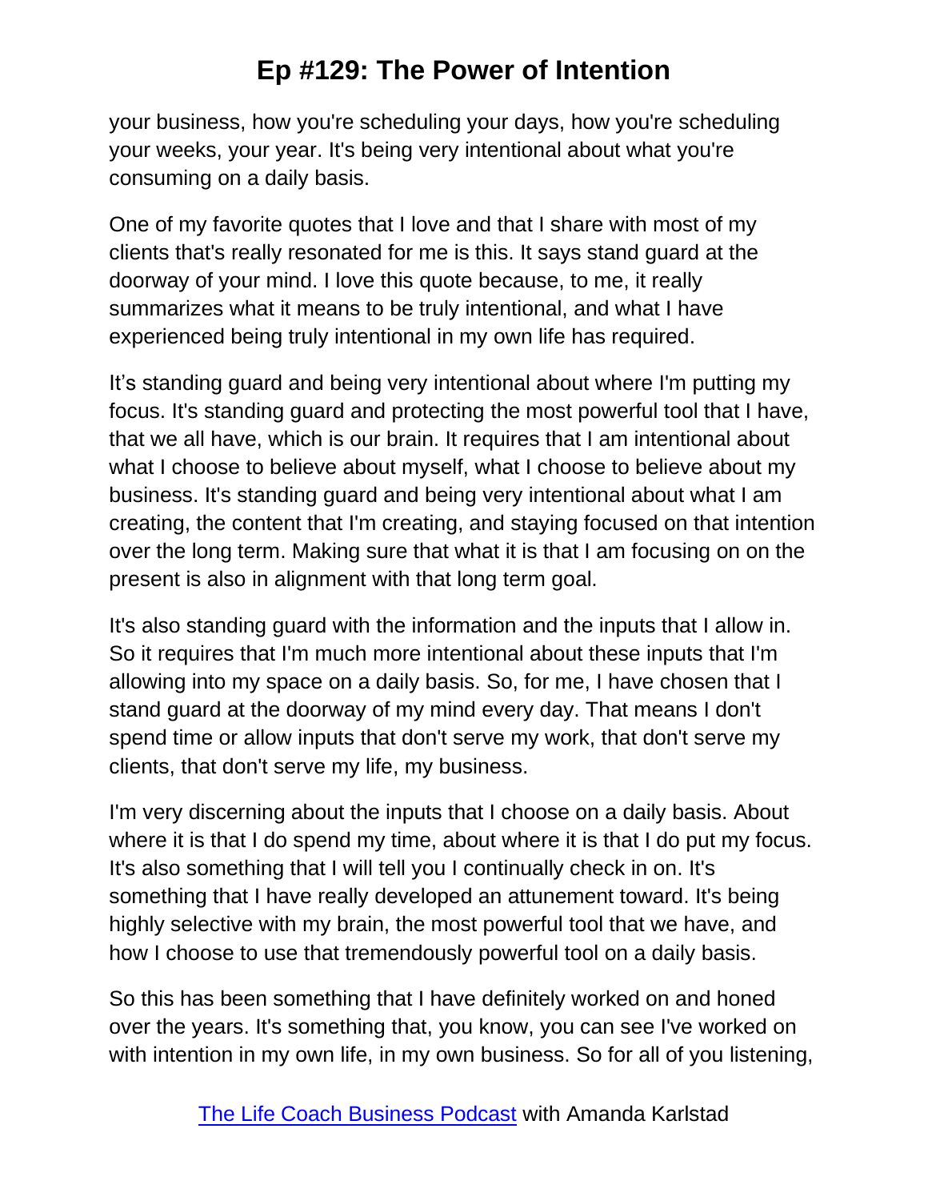your business, how you're scheduling your days, how you're scheduling your weeks, your year. It's being very intentional about what you're consuming on a daily basis.

One of my favorite quotes that I love and that I share with most of my clients that's really resonated for me is this. It says stand guard at the doorway of your mind. I love this quote because, to me, it really summarizes what it means to be truly intentional, and what I have experienced being truly intentional in my own life has required.

It's standing guard and being very intentional about where I'm putting my focus. It's standing guard and protecting the most powerful tool that I have, that we all have, which is our brain. It requires that I am intentional about what I choose to believe about myself, what I choose to believe about my business. It's standing guard and being very intentional about what I am creating, the content that I'm creating, and staying focused on that intention over the long term. Making sure that what it is that I am focusing on on the present is also in alignment with that long term goal.

It's also standing guard with the information and the inputs that I allow in. So it requires that I'm much more intentional about these inputs that I'm allowing into my space on a daily basis. So, for me, I have chosen that I stand guard at the doorway of my mind every day. That means I don't spend time or allow inputs that don't serve my work, that don't serve my clients, that don't serve my life, my business.

I'm very discerning about the inputs that I choose on a daily basis. About where it is that I do spend my time, about where it is that I do put my focus. It's also something that I will tell you I continually check in on. It's something that I have really developed an attunement toward. It's being highly selective with my brain, the most powerful tool that we have, and how I choose to use that tremendously powerful tool on a daily basis.

So this has been something that I have definitely worked on and honed over the years. It's something that, you know, you can see I've worked on with intention in my own life, in my own business. So for all of you listening,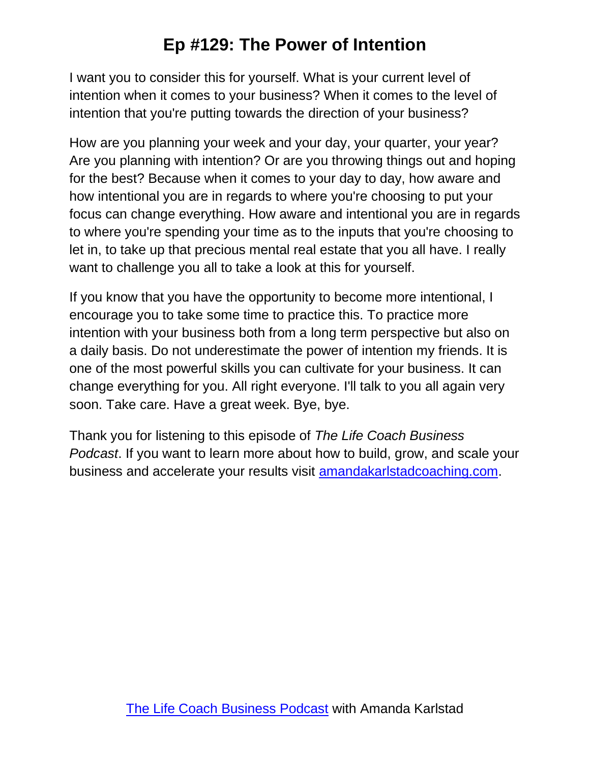I want you to consider this for yourself. What is your current level of intention when it comes to your business? When it comes to the level of intention that you're putting towards the direction of your business?

How are you planning your week and your day, your quarter, your year? Are you planning with intention? Or are you throwing things out and hoping for the best? Because when it comes to your day to day, how aware and how intentional you are in regards to where you're choosing to put your focus can change everything. How aware and intentional you are in regards to where you're spending your time as to the inputs that you're choosing to let in, to take up that precious mental real estate that you all have. I really want to challenge you all to take a look at this for yourself.

If you know that you have the opportunity to become more intentional, I encourage you to take some time to practice this. To practice more intention with your business both from a long term perspective but also on a daily basis. Do not underestimate the power of intention my friends. It is one of the most powerful skills you can cultivate for your business. It can change everything for you. All right everyone. I'll talk to you all again very soon. Take care. Have a great week. Bye, bye.

Thank you for listening to this episode of *The Life Coach Business Podcast*. If you want to learn more about how to build, grow, and scale your business and accelerate your results visit [amandakarlstadcoaching.com](amandakarlstadcoaching.com).